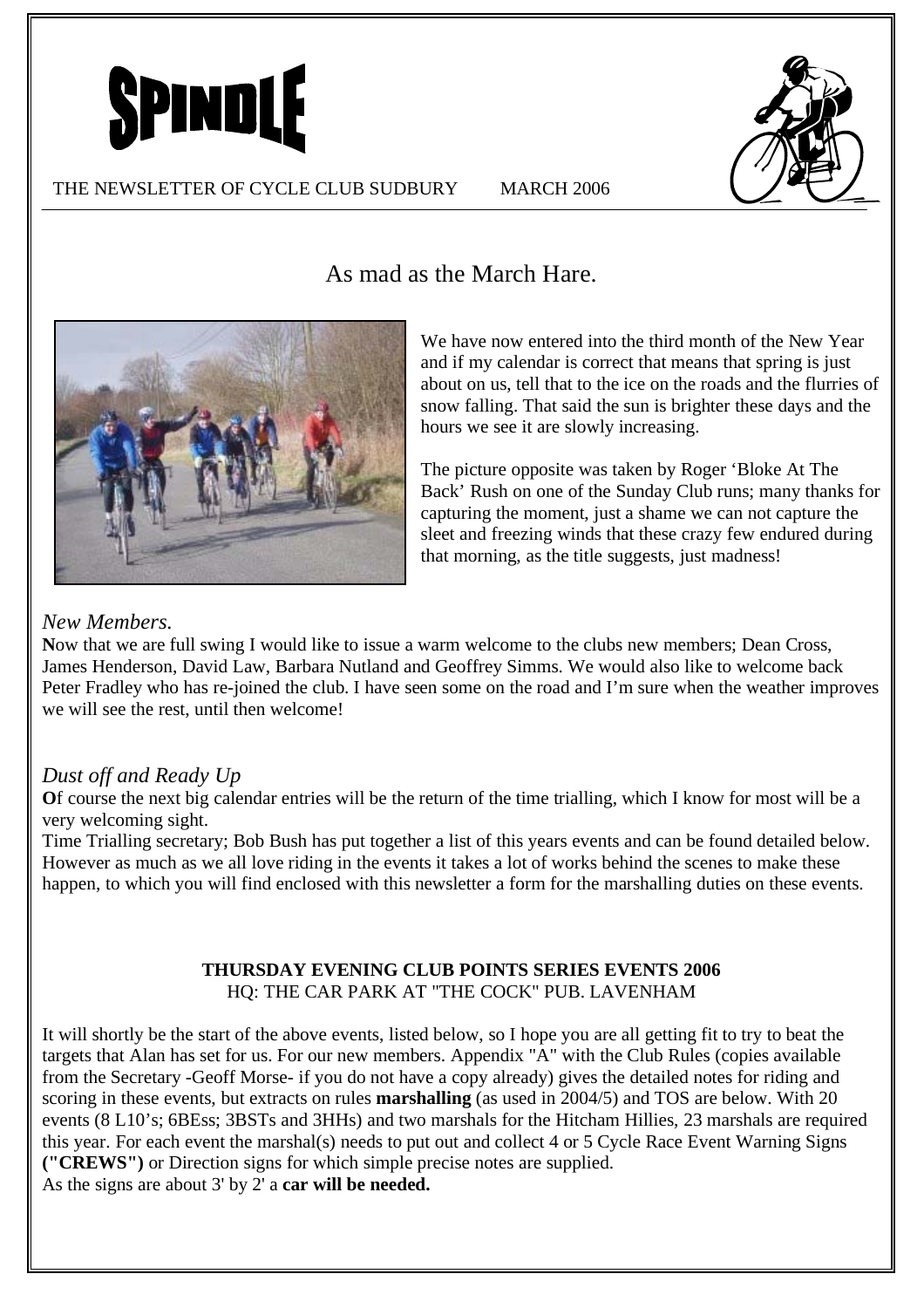# SPINDLE

THE NEWSLETTER OF CYCLE CLUB SUDBURY MARCH 2006

## As mad as the March Hare.

We have now entered into the third month of the New Year and if my calendar is correct that means that spring is just about on us, tell that to the ice on the roads and the flurries of snow falling. That said the sun is brighter these days and the hours we see it are slowly increasing.

The picture opposite was taken by Roger 'Bloke At The Back' Rush on one of the Sunday Club runs; many thanks for capturing the moment, just a shame we can not capture the sleet and freezing winds that these crazy few endured during that morning, as the title suggests, just madness!

### *New Members.*

**N**ow that we are full swing I would like to issue a warm welcome to the clubs new members; Dean Cross, James Henderson, David Law, Barbara Nutland and Geoffrey Simms. We would also like to welcome back Peter Fradley who has re-joined the club. I have seen some on the road and I'm sure when the weather improves we will see the rest, until then welcome!

### *Dust off and Ready Up*

**O**f course the next big calendar entries will be the return of the time trialling, which I know for most will be a very welcoming sight.

Time Trialling secretary; Bob Bush has put together a list of this years events and can be found detailed below. However as much as we all love riding in the events it takes a lot of works behind the scenes to make these happen, to which you will find enclosed with this newsletter a form for the marshalling duties on these events.

**THURSDAY EVENING CLUB POINTS SERIES EVENTS 2006**
HQ: THE CAR PARK AT "THE COCK" PUB. LAVENHAM

It will shortly be the start of the above events, listed below, so I hope you are all getting fit to try to beat the targets that Alan has set for us. For our new members. Appendix "A" with the Club Rules (copies available from the Secretary -Geoff Morse- if you do not have a copy already) gives the detailed notes for riding and scoring in these events, but extracts on rules **marshalling** (as used in 2004/5) and TOS are below. With 20 events (8 L10's; 6BEss; 3BSTs and 3HHs) and two marshals for the Hitcham Hillies, 23 marshals are required this year. For each event the marshal(s) needs to put out and collect 4 or 5 Cycle Race Event Warning Signs **("CREWS")** or Direction signs for which simple precise notes are supplied.
As the signs are about 3' by 2' a **car will be needed.**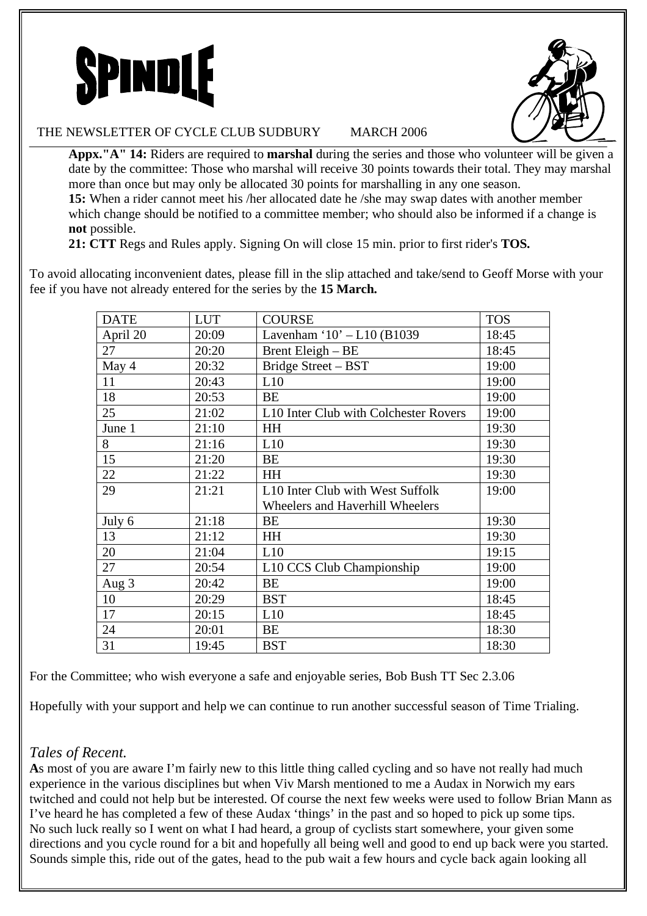# SPINDLE

THE NEWSLETTER OF CYCLE CLUB SUDBURY MARCH 2006

**Appx."A" 14:** Riders are required to **marshal** during the series and those who volunteer will be given a date by the committee: Those who marshal will receive 30 points towards their total. They may marshal more than once but may only be allocated 30 points for marshalling in any one season.

**15:** When a rider cannot meet his /her allocated date he /she may swap dates with another member which change should be notified to a committee member; who should also be informed if a change is **not** possible.

**21: CTT** Regs and Rules apply. Signing On will close 15 min. prior to first rider's **TOS.**

To avoid allocating inconvenient dates, please fill in the slip attached and take/send to Geoff Morse with your fee if you have not already entered for the series by the **15 March.**

| DATE | LUT | COURSE | TOS |
|---|---|---|---|
| April 20 | 20:09 | Lavenham '10' – L10 (B1039 | 18:45 |
| 27 | 20:20 | Brent Eleigh – BE | 18:45 |
| May 4 | 20:32 | Bridge Street – BST | 19:00 |
| 11 | 20:43 | L10 | 19:00 |
| 18 | 20:53 | BE | 19:00 |
| 25 | 21:02 | L10 Inter Club with Colchester Rovers | 19:00 |
| June 1 | 21:10 | HH | 19:30 |
| 8 | 21:16 | L10 | 19:30 |
| 15 | 21:20 | BE | 19:30 |
| 22 | 21:22 | HH | 19:30 |
| 29 | 21:21 | L10 Inter Club with West Suffolk Wheelers and Haverhill Wheelers | 19:00 |
| July 6 | 21:18 | BE | 19:30 |
| 13 | 21:12 | HH | 19:30 |
| 20 | 21:04 | L10 | 19:15 |
| 27 | 20:54 | L10 CCS Club Championship | 19:00 |
| Aug 3 | 20:42 | BE | 19:00 |
| 10 | 20:29 | BST | 18:45 |
| 17 | 20:15 | L10 | 18:45 |
| 24 | 20:01 | BE | 18:30 |
| 31 | 19:45 | BST | 18:30 |

For the Committee; who wish everyone a safe and enjoyable series, Bob Bush TT Sec 2.3.06

Hopefully with your support and help we can continue to run another successful season of Time Trialing.

## *Tales of Recent.*

**A**s most of you are aware I'm fairly new to this little thing called cycling and so have not really had much experience in the various disciplines but when Viv Marsh mentioned to me a Audax in Norwich my ears twitched and could not help but be interested. Of course the next few weeks were used to follow Brian Mann as I've heard he has completed a few of these Audax 'things' in the past and so hoped to pick up some tips.
No such luck really so I went on what I had heard, a group of cyclists start somewhere, your given some directions and you cycle round for a bit and hopefully all being well and good to end up back were you started. Sounds simple this, ride out of the gates, head to the pub wait a few hours and cycle back again looking all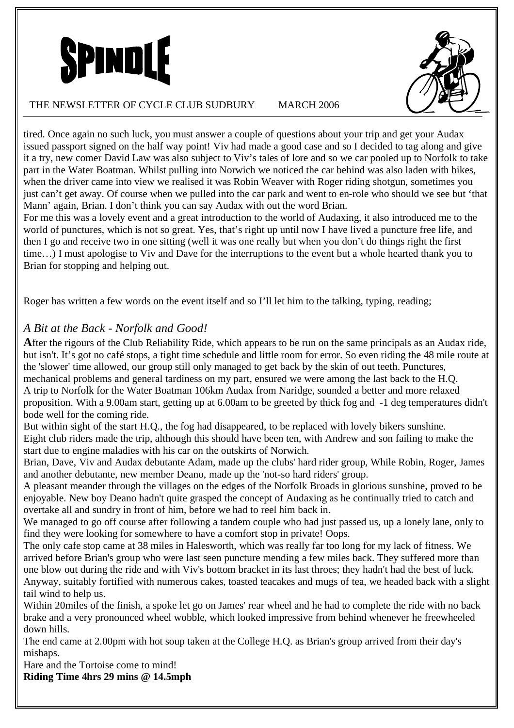tired. Once again no such luck, you must answer a couple of questions about your trip and get your Audax issued passport signed on the half way point! Viv had made a good case and so I decided to tag along and give it a try, new comer David Law was also subject to Viv's tales of lore and so we car pooled up to Norfolk to take part in the Water Boatman. Whilst pulling into Norwich we noticed the car behind was also laden with bikes, when the driver came into view we realised it was Robin Weaver with Roger riding shotgun, sometimes you just can't get away. Of course when we pulled into the car park and went to en-role who should we see but 'that Mann' again, Brian. I don't think you can say Audax with out the word Brian.

For me this was a lovely event and a great introduction to the world of Audaxing, it also introduced me to the world of punctures, which is not so great. Yes, that's right up until now I have lived a puncture free life, and then I go and receive two in one sitting (well it was one really but when you don't do things right the first time…) I must apologise to Viv and Dave for the interruptions to the event but a whole hearted thank you to Brian for stopping and helping out.

Roger has written a few words on the event itself and so I'll let him to the talking, typing, reading;

## *A Bit at the Back - Norfolk and Good!*

**A**fter the rigours of the Club Reliability Ride, which appears to be run on the same principals as an Audax ride, but isn't. It's got no café stops, a tight time schedule and little room for error. So even riding the 48 mile route at the 'slower' time allowed, our group still only managed to get back by the skin of out teeth. Punctures, mechanical problems and general tardiness on my part, ensured we were among the last back to the H.Q.

A trip to Norfolk for the Water Boatman 106km Audax from Naridge, sounded a better and more relaxed proposition. With a 9.00am start, getting up at 6.00am to be greeted by thick fog and -1 deg temperatures didn't bode well for the coming ride.

But within sight of the start H.Q., the fog had disappeared, to be replaced with lovely bikers sunshine.

Eight club riders made the trip, although this should have been ten, with Andrew and son failing to make the start due to engine maladies with his car on the outskirts of Norwich.

Brian, Dave, Viv and Audax debutante Adam, made up the clubs' hard rider group, While Robin, Roger, James and another debutante, new member Deano, made up the 'not-so hard riders' group.

A pleasant meander through the villages on the edges of the Norfolk Broads in glorious sunshine, proved to be enjoyable. New boy Deano hadn't quite grasped the concept of Audaxing as he continually tried to catch and overtake all and sundry in front of him, before we had to reel him back in.

We managed to go off course after following a tandem couple who had just passed us, up a lonely lane, only to find they were looking for somewhere to have a comfort stop in private! Oops.

The only cafe stop came at 38 miles in Halesworth, which was really far too long for my lack of fitness. We arrived before Brian's group who were last seen puncture mending a few miles back. They suffered more than one blow out during the ride and with Viv's bottom bracket in its last throes; they hadn't had the best of luck.

Anyway, suitably fortified with numerous cakes, toasted teacakes and mugs of tea, we headed back with a slight tail wind to help us.

Within 20miles of the finish, a spoke let go on James' rear wheel and he had to complete the ride with no back brake and a very pronounced wheel wobble, which looked impressive from behind whenever he freewheeled down hills.

The end came at 2.00pm with hot soup taken at the College H.Q. as Brian's group arrived from their day's mishaps.

Hare and the Tortoise come to mind!

**Riding Time 4hrs 29 mins @ 14.5mph**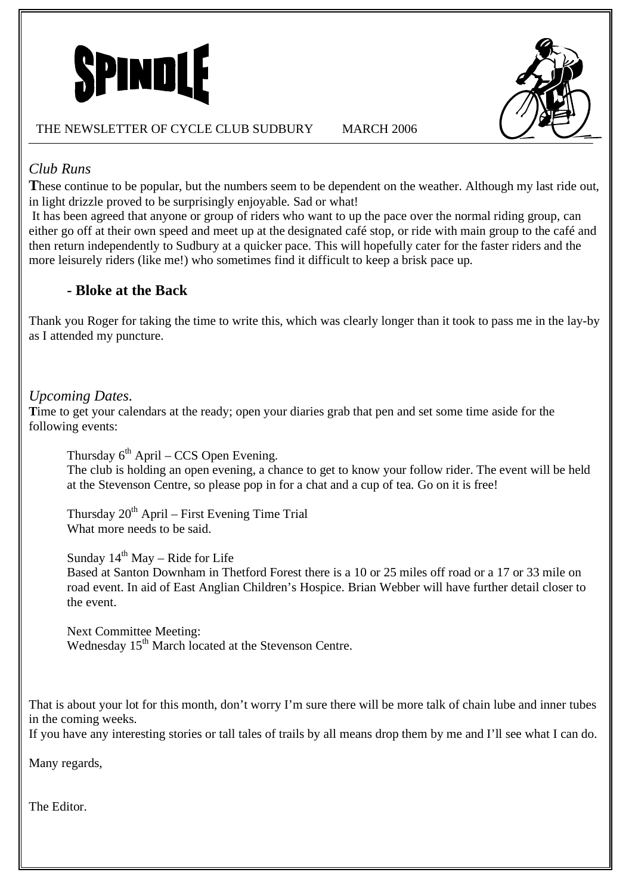# SPINDLE

THE NEWSLETTER OF CYCLE CLUB SUDBURY MARCH 2006

## *Club Runs*

**T**hese continue to be popular, but the numbers seem to be dependent on the weather. Although my last ride out, in light drizzle proved to be surprisingly enjoyable. Sad or what!

It has been agreed that anyone or group of riders who want to up the pace over the normal riding group, can either go off at their own speed and meet up at the designated café stop, or ride with main group to the café and then return independently to Sudbury at a quicker pace. This will hopefully cater for the faster riders and the more leisurely riders (like me!) who sometimes find it difficult to keep a brisk pace up.

**- Bloke at the Back**

Thank you Roger for taking the time to write this, which was clearly longer than it took to pass me in the lay-by as I attended my puncture.

## *Upcoming Dates.*

**T**ime to get your calendars at the ready; open your diaries grab that pen and set some time aside for the following events:

Thursday 6th April – CCS Open Evening.
The club is holding an open evening, a chance to get to know your follow rider. The event will be held at the Stevenson Centre, so please pop in for a chat and a cup of tea. Go on it is free!

Thursday 20th April – First Evening Time Trial
What more needs to be said.

Sunday 14th May – Ride for Life
Based at Santon Downham in Thetford Forest there is a 10 or 25 miles off road or a 17 or 33 mile on road event. In aid of East Anglian Children's Hospice. Brian Webber will have further detail closer to the event.

Next Committee Meeting:
Wednesday 15th March located at the Stevenson Centre.

That is about your lot for this month, don't worry I'm sure there will be more talk of chain lube and inner tubes in the coming weeks.
If you have any interesting stories or tall tales of trails by all means drop them by me and I'll see what I can do.

Many regards,

The Editor.